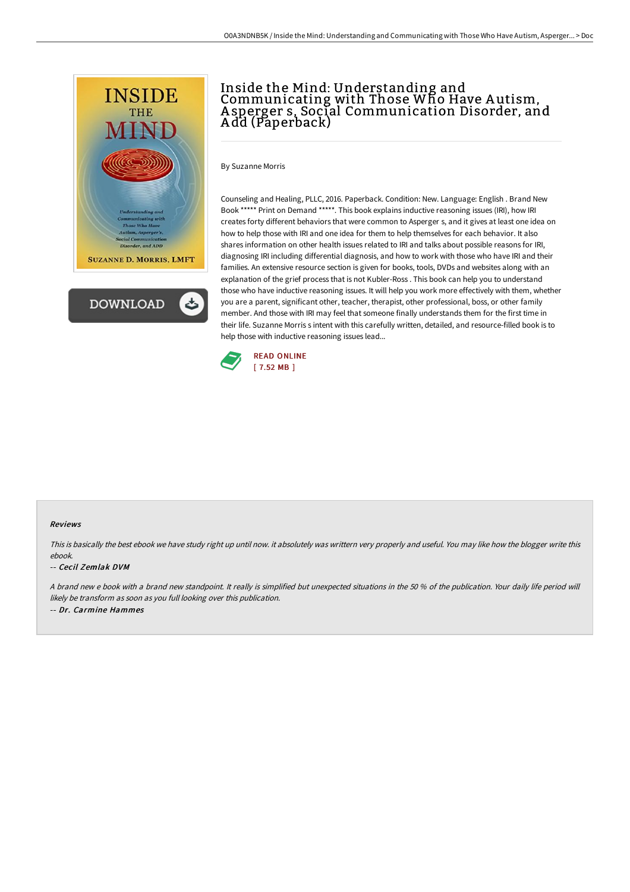# Inside the Mind: Understanding and Communicating with Those Who Have Autism, Asperger s, Social Communication Disorder, and Add (Paperback)

By Suzanne Morris

Counseling and Healing, PLLC, 2016. Paperback. Condition: New. Language: English . Brand New Book ***** Print on Demand *****. This book explains inductive reasoning issues (IRI), how IRI creates forty different behaviors that were common to Asperger s, and it gives at least one idea on how to help those with IRI and one idea for them to help themselves for each behavior. It also shares information on other health issues related to IRI and talks about possible reasons for IRI, diagnosing IRI including differential diagnosis, and how to work with those who have IRI and their families. An extensive resource section is given for books, tools, DVDs and websites along with an explanation of the grief process that is not Kubler-Ross . This book can help you to understand those who have inductive reasoning issues. It will help you work more effectively with them, whether you are a parent, significant other, teacher, therapist, other professional, boss, or other family member. And those with IRI may feel that someone finally understands them for the first time in their life. Suzanne Morris s intent with this carefully written, detailed, and resource-filled book is to help those with inductive reasoning issues lead...

READ ONLINE
[ 7.52 MB ]

### Reviews

*This is basically the best ebook we have study right up until now. it absolutely was writtern very properly and useful. You may like how the blogger write this ebook.*

*-- Cecil Zemlak DVM*

*A brand new e book with a brand new standpoint. It really is simplified but unexpected situations in the 50 % of the publication. Your daily life period will likely be transform as soon as you full looking over this publication.*

*-- Dr. Carmine Hammes*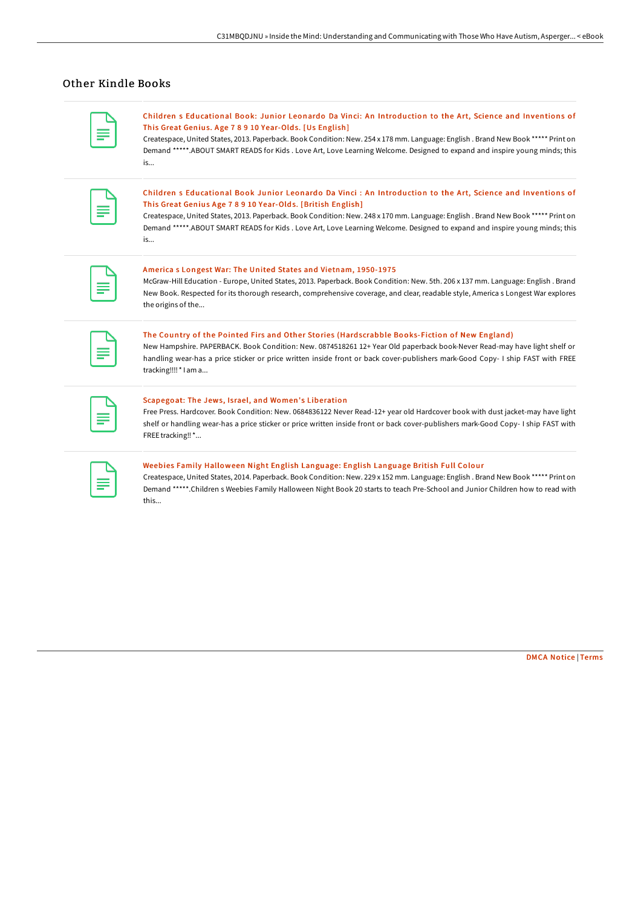## Other Kindle Books

### Children s Educational Book: Junior Leonardo Da Vinci: An Introduction to the Art, Science and Inventions of This Great Genius. Age 7 8 9 10 Year-Olds. [Us English]

Createspace, United States, 2013. Paperback. Book Condition: New. 254 x 178 mm. Language: English . Brand New Book ***** Print on Demand *****.ABOUT SMART READS for Kids . Love Art, Love Learning Welcome. Designed to expand and inspire young minds; this is...

### Children s Educational Book Junior Leonardo Da Vinci : An Introduction to the Art, Science and Inventions of This Great Genius Age 7 8 9 10 Year-Olds. [British English]

Createspace, United States, 2013. Paperback. Book Condition: New. 248 x 170 mm. Language: English . Brand New Book ***** Print on Demand *****.ABOUT SMART READS for Kids . Love Art, Love Learning Welcome. Designed to expand and inspire young minds; this is...

### America s Longest War: The United States and Vietnam, 1950-1975

McGraw-Hill Education - Europe, United States, 2013. Paperback. Book Condition: New. 5th. 206 x 137 mm. Language: English . Brand New Book. Respected for its thorough research, comprehensive coverage, and clear, readable style, America s Longest War explores the origins of the...

### The Country of the Pointed Firs and Other Stories (Hardscrabble Books-Fiction of New England)

New Hampshire. PAPERBACK. Book Condition: New. 0874518261 12+ Year Old paperback book-Never Read-may have light shelf or handling wear-has a price sticker or price written inside front or back cover-publishers mark-Good Copy- I ship FAST with FREE tracking!!!! * I am a...

### Scapegoat: The Jews, Israel, and Women's Liberation

Free Press. Hardcover. Book Condition: New. 0684836122 Never Read-12+ year old Hardcover book with dust jacket-may have light shelf or handling wear-has a price sticker or price written inside front or back cover-publishers mark-Good Copy- I ship FAST with FREE tracking!! *...

### Weebies Family Halloween Night English Language: English Language British Full Colour

Createspace, United States, 2014. Paperback. Book Condition: New. 229 x 152 mm. Language: English . Brand New Book ***** Print on Demand *****.Children s Weebies Family Halloween Night Book 20 starts to teach Pre-School and Junior Children how to read with this...